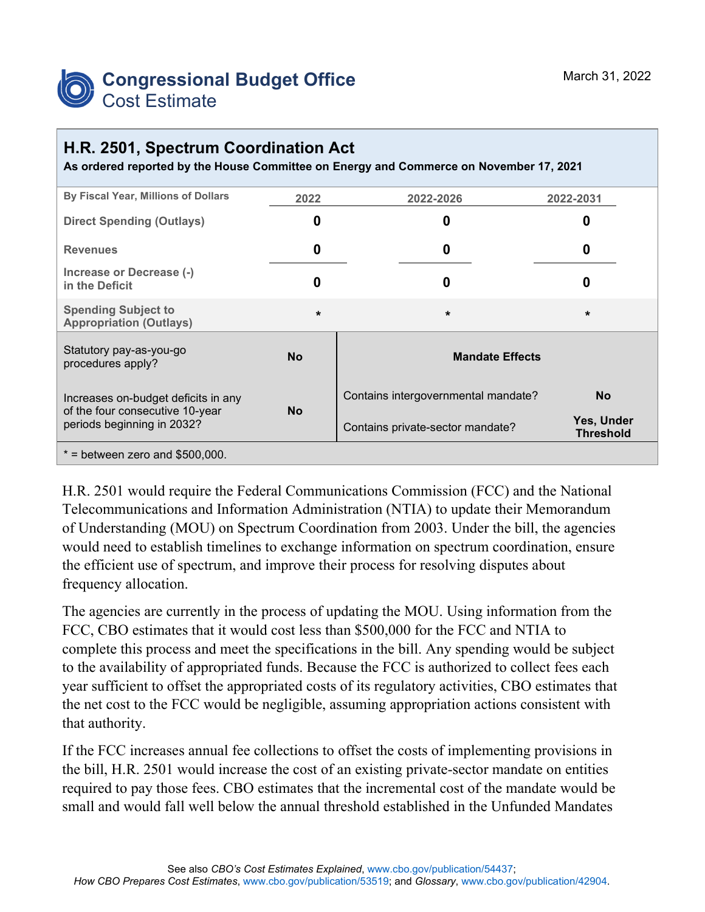# Congressional Budget Office
## Cost Estimate

March 31, 2022

## H.R. 2501, Spectrum Coordination Act

**As ordered reported by the House Committee on Energy and Commerce on November 17, 2021**

| By Fiscal Year, Millions of Dollars | 2022 | 2022-2026 | 2022-2031 |
|---|---|---|---|
| Direct Spending (Outlays) | 0 | 0 | 0 |
| Revenues | 0 | 0 | 0 |
| Increase or Decrease (-) in the Deficit | 0 | 0 | 0 |
| Spending Subject to Appropriation (Outlays) | * | * | * |

| | | Mandate Effects | |
|---|---|---|---|
| Statutory pay-as-you-go procedures apply? | No | Contains intergovernmental mandate? | No |
| Increases on-budget deficits in any of the four consecutive 10-year periods beginning in 2032? | No | Contains private-sector mandate? | Yes, Under Threshold |

* = between zero and $500,000.

H.R. 2501 would require the Federal Communications Commission (FCC) and the National Telecommunications and Information Administration (NTIA) to update their Memorandum of Understanding (MOU) on Spectrum Coordination from 2003. Under the bill, the agencies would need to establish timelines to exchange information on spectrum coordination, ensure the efficient use of spectrum, and improve their process for resolving disputes about frequency allocation.

The agencies are currently in the process of updating the MOU. Using information from the FCC, CBO estimates that it would cost less than $500,000 for the FCC and NTIA to complete this process and meet the specifications in the bill. Any spending would be subject to the availability of appropriated funds. Because the FCC is authorized to collect fees each year sufficient to offset the appropriated costs of its regulatory activities, CBO estimates that the net cost to the FCC would be negligible, assuming appropriation actions consistent with that authority.

If the FCC increases annual fee collections to offset the costs of implementing provisions in the bill, H.R. 2501 would increase the cost of an existing private-sector mandate on entities required to pay those fees. CBO estimates that the incremental cost of the mandate would be small and would fall well below the annual threshold established in the Unfunded Mandates

See also *CBO's Cost Estimates Explained*, www.cbo.gov/publication/54437;
*How CBO Prepares Cost Estimates*, www.cbo.gov/publication/53519; and *Glossary*, www.cbo.gov/publication/42904.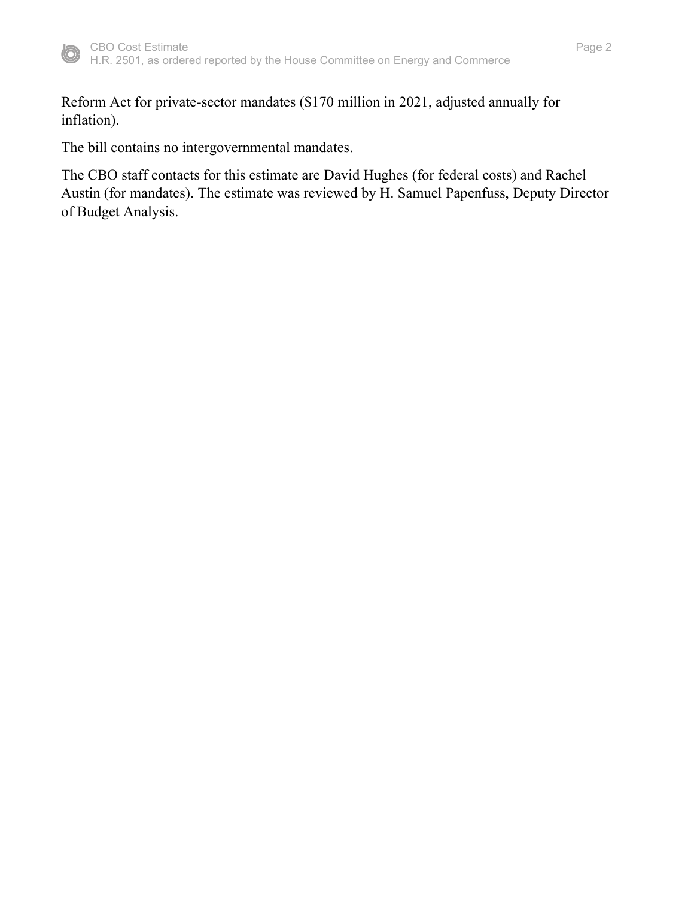Reform Act for private-sector mandates ($170 million in 2021, adjusted annually for inflation).

The bill contains no intergovernmental mandates.

The CBO staff contacts for this estimate are David Hughes (for federal costs) and Rachel Austin (for mandates). The estimate was reviewed by H. Samuel Papenfuss, Deputy Director of Budget Analysis.